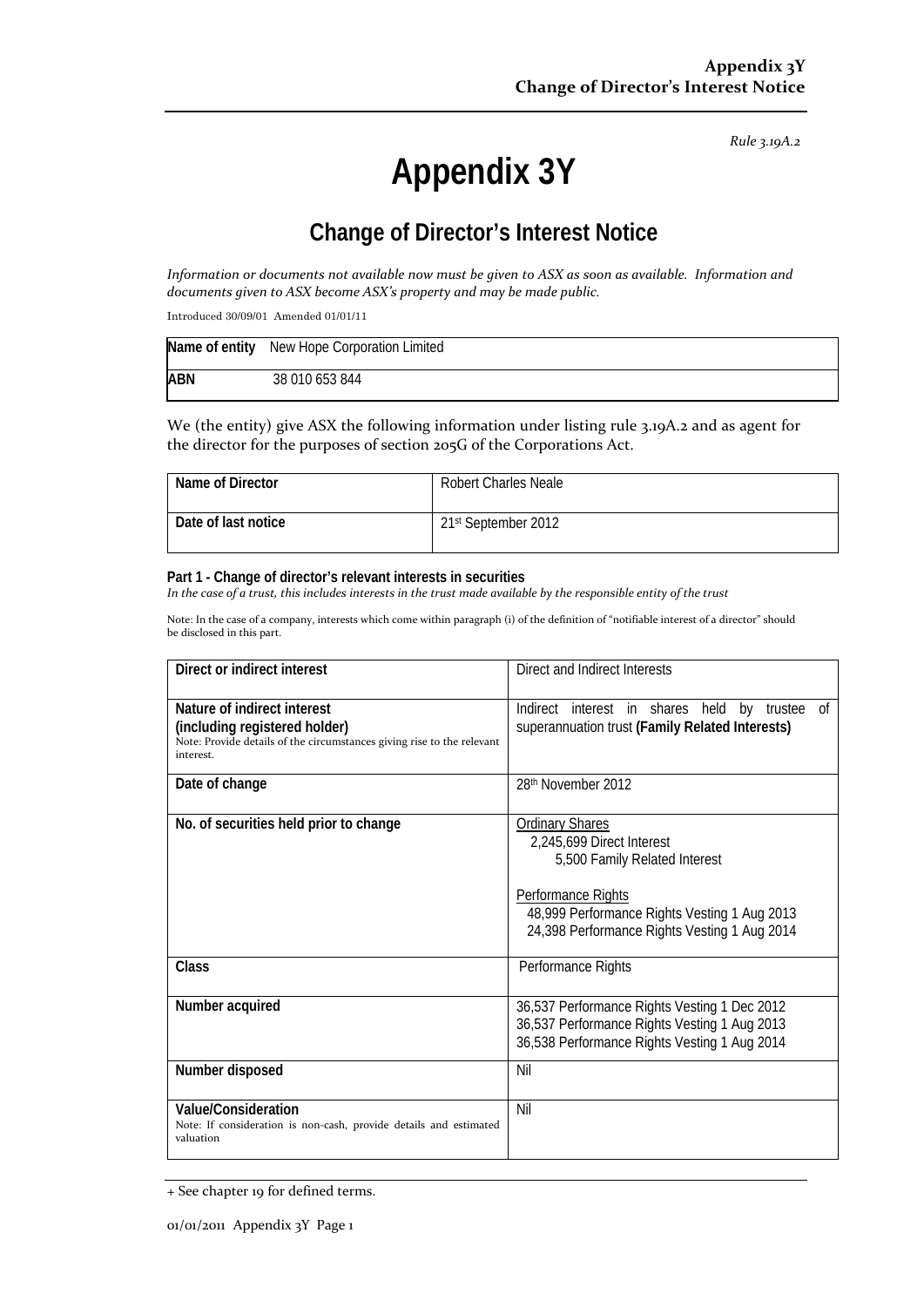Rule 3.19A.2

# Appendix 3Y

## Change of Director's Interest Notice

*Information or documents not available now must be given to ASX as soon as available. Information and documents given to ASX become ASX's property and may be made public.*

Introduced 30/09/01 Amended 01/01/11

| **Name of entity** | New Hope Corporation Limited |
|---|---|
| **ABN** | 38 010 653 844 |

We (the entity) give ASX the following information under listing rule 3.19A.2 and as agent for the director for the purposes of section 205G of the Corporations Act.

| **Name of Director** | Robert Charles Neale |
|---|---|
| **Date of last notice** | 21st September 2012 |

**Part 1 - Change of director's relevant interests in securities**

*In the case of a trust, this includes interests in the trust made available by the responsible entity of the trust*

Note: In the case of a company, interests which come within paragraph (i) of the definition of "notifiable interest of a director" should be disclosed in this part.

| **Direct or indirect interest** | Direct and Indirect Interests |
|---|---|
| **Nature of indirect interest (including registered holder)**<br>Note: Provide details of the circumstances giving rise to the relevant interest. | Indirect interest in shares held by trustee of superannuation trust **(Family Related Interests)** |
| **Date of change** | 28th November 2012 |
| **No. of securities held prior to change** | Ordinary Shares<br>2,245,699 Direct Interest<br>5,500 Family Related Interest<br><br>Performance Rights<br>48,999 Performance Rights Vesting 1 Aug 2013<br>24,398 Performance Rights Vesting 1 Aug 2014 |
| **Class** | Performance Rights |
| **Number acquired** | 36,537 Performance Rights Vesting 1 Dec 2012<br>36,537 Performance Rights Vesting 1 Aug 2013<br>36,538 Performance Rights Vesting 1 Aug 2014 |
| **Number disposed** | Nil |
| **Value/Consideration**<br>Note: If consideration is non-cash, provide details and estimated valuation | Nil |

+ See chapter 19 for defined terms.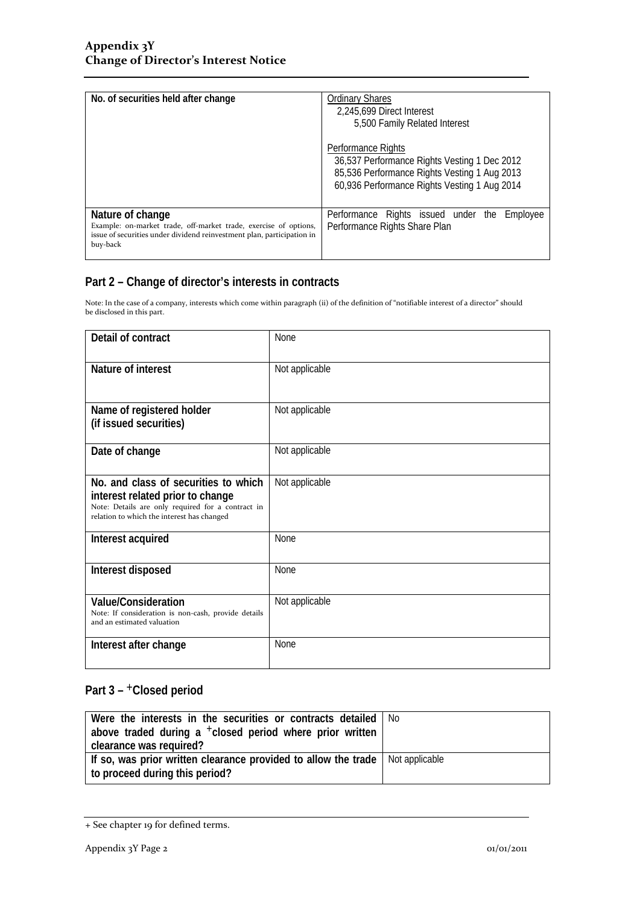| No. of securities held after change | Ordinary Shares<br>2,245,699 Direct Interest<br>5,500 Family Related Interest<br><br>Performance Rights<br>36,537 Performance Rights Vesting 1 Dec 2012<br>85,536 Performance Rights Vesting 1 Aug 2013<br>60,936 Performance Rights Vesting 1 Aug 2014 |
|---|---|
| **Nature of change**<br>Example: on-market trade, off-market trade, exercise of options, issue of securities under dividend reinvestment plan, participation in buy-back | Performance Rights issued under the Employee Performance Rights Share Plan |

## Part 2 – Change of director's interests in contracts

Note: In the case of a company, interests which come within paragraph (ii) of the definition of "notifiable interest of a director" should be disclosed in this part.

| Detail of contract | None |
|---|---|
| **Nature of interest** | Not applicable |
| **Name of registered holder (if issued securities)** | Not applicable |
| **Date of change** | Not applicable |
| **No. and class of securities to which interest related prior to change**<br>Note: Details are only required for a contract in relation to which the interest has changed | Not applicable |
| **Interest acquired** | None |
| **Interest disposed** | None |
| **Value/Consideration**<br>Note: If consideration is non-cash, provide details and an estimated valuation | Not applicable |
| **Interest after change** | None |

## Part 3 – +Closed period

| Were the interests in the securities or contracts detailed above traded during a +closed period where prior written clearance was required? | No |
|---|---|
| **If so, was prior written clearance provided to allow the trade to proceed during this period?** | Not applicable |

+ See chapter 19 for defined terms.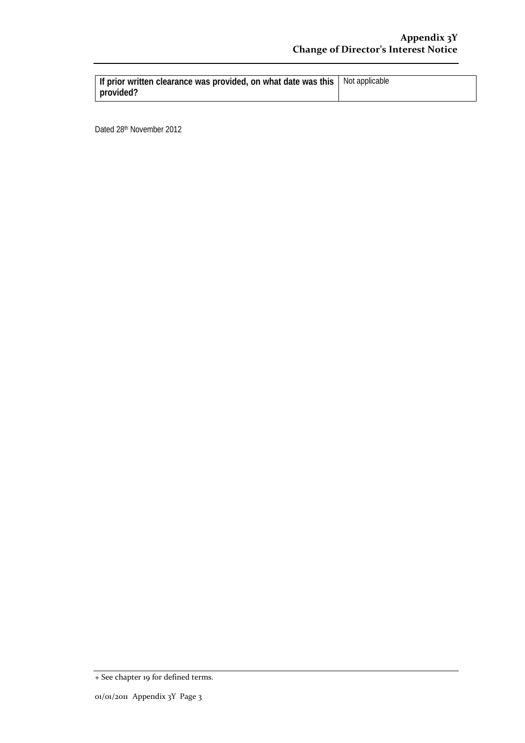| | |
|---|---|
| **If prior written clearance was provided, on what date was this provided?** | Not applicable |

Dated 28th November 2012

+ See chapter 19 for defined terms.